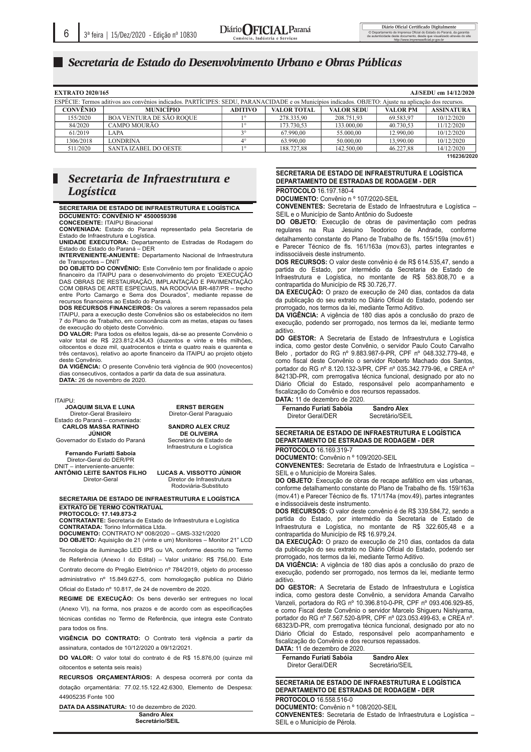## Secretaria de Estado do Desenvolvimento Urbano e Obras Públicas

**EXTRATO 2020/165** **AJ/SEDU em 14/12/2020**

ESPÉCIE: Termos aditivos aos convênios indicados. PARTÍCIPES: SEDU, PARANACIDADE e os Municípios indicados. OBJETO: Ajuste na aplicação dos recursos.

| CONVÊNIO | MUNICÍPIO | ADITIVO | VALOR TOTAL | VALOR SEDU | VALOR PM | ASSINATURA |
|---|---|---|---|---|---|---|
| 155/2020 | BOA VENTURA DE SÃO ROQUE | 1° | 278.335,90 | 208.751,93 | 69.583,97 | 10/12/2020 |
| 84/2020 | CAMPO MOURÃO | 1° | 173.730,53 | 133.000,00 | 40.730,53 | 11/12/2020 |
| 61/2019 | LAPA | 3° | 67.990,00 | 55.000,00 | 12.990,00 | 10/12/2020 |
| 1306/2018 | LONDRINA | 4° | 63.990,00 | 50.000,00 | 13.990,00 | 10/12/2020 |
| 511/2020 | SANTA IZABEL DO OESTE | 1° | 188.727,88 | 142.500,00 | 46.227,88 | 14/12/2020 |

116236/2020

## Secretaria de Infraestrutura e Logística

**SECRETARIA DE ESTADO DE INFRAESTRUTURA E LOGÍSTICA**

**DOCUMENTO: CONVÊNIO Nº 4500059398**

**CONCEDENTE:** ITAIPU Binacional

**CONVENIADA:** Estado do Paraná representado pela Secretaria de Estado de Infraestrutura e Logística.

**UNIDADE EXECUTORA:** Departamento de Estradas de Rodagem do Estado do Estado do Paraná – DER

**INTERVENIENTE-ANUENTE:** Departamento Nacional de Infraestrutura de Transportes – DNIT

**DO OBJETO DO CONVÊNIO:** Este Convênio tem por finalidade o apoio financeiro da ITAIPU para o desenvolvimento do projeto 'EXECUÇÃO DAS OBRAS DE RESTAURAÇÃO, IMPLANTAÇÃO E PAVIMENTAÇÃO COM OBRAS DE ARTE ESPECIAIS, NA RODOVIA BR-487/PR – trecho entre Porto Camargo e Serra dos Dourados", mediante repasse de recursos financeiros ao Estado do Paraná.

**DOS RECURSOS FINANCEIROS:** Os valores a serem repassados pela ITAIPU, para a execução deste Convênios são os estabelecidos no item 7 do Plano de Trabalho, em consonância com as metas, etapas ou fases de execução do objeto deste Convênio.

**DO VALOR:** Para todos os efeitos legais, dá-se ao presente Convênio o valor total de R$ 223.812.434,43 (duzentos e vinte e três milhões, oitocentos e doze mil, quatrocentos e trinta e quatro reais e quarenta e três centavos), relativo ao aporte financeiro da ITAIPU ao projeto objeto deste Convênio.

**DA VIGÊNCIA:** O presente Convênio terá vigência de 900 (novecentos) dias consecutivos, contados a partir da data de sua assinatura.

**DATA:** 26 de novembro de 2020.

ITAIPU:

**JOAQUIM SILVA E LUNA** – Diretor-Geral Brasileiro
**ERNST BERGEN** – Diretor-Geral Paraguaio

Estado do Paraná – conveniada:

**CARLOS MASSA RATINHO JÚNIOR** – Governador do Estado do Paraná
**SANDRO ALEX CRUZ DE OLIVEIRA** – Secretário de Estado de Infraestrutura e Logística

**Fernando Furiatti Saboia** – Diretor-Geral do DER/PR

DNIT – interveniente-anuente:

**ANTÔNIO LEITE SANTOS FILHO** – Diretor-Geral
**LUCAS A. VISSOTTO JÚNIOR** – Diretor de Infraestrutura Rodoviária-Substituto

**SECRETARIA DE ESTADO DE INFRAESTRUTURA E LOGÍSTICA**

**EXTRATO DE TERMO CONTRATUAL**

**PROTOCOLO: 17.149.873-2**

**CONTRATANTE:** Secretaria de Estado de Infraestrutura e Logística

**CONTRATADA:** Torino Informática Ltda.

**DOCUMENTO:** CONTRATO Nº 008/2020 – GMS-3321/2020

**DO OBJETO:** Aquisição de 21 (vinte e um) Monitores – Monitor 21" LCD Tecnologia de iluminação LED IPS ou VA, conforme descrito no Termo de Referência (Anexo I do Edital) – Valor unitário: R$ 756,00. Este Contrato decorre do Pregão Eletrônico nº 784/2019, objeto do processo administrativo nº 15.849.627-5, com homologação publica no Diário Oficial do Estado nº 10.817, de 24 de novembro de 2020.

**REGIME DE EXECUÇÃO:** Os bens deverão ser entregues no local (Anexo VI), na forma, nos prazos e de acordo com as especificações técnicas contidas no Termo de Referência, que integra este Contrato para todos os fins.

**VIGÊNCIA DO CONTRATO:** O Contrato terá vigência a partir da assinatura, contados de 10/12/2020 a 09/12/2021".

**DO VALOR:** O valor total do contrato é de R$ 15.876,00 (quinze mil oitocentos e setenta seis reais)

**RECURSOS ORÇAMENTÁRIOS:** A despesa ocorrerá por conta da dotação orçamentária: 77.02.15.122.42.6300, Elemento de Despesa: 44905235 Fonte 100

**DATA DA ASSINATURA:** 10 de dezembro de 2020.

**Sandro Alex**
**Secretário/SEIL**

**SECRETARIA DE ESTADO DE INFRAESTRUTURA E LOGÍSTICA DEPARTAMENTO DE ESTRADAS DE RODAGEM - DER**

**PROTOCOLO** 16.197.180-4

**DOCUMENTO:** Convênio n º 107/2020-SEIL

**CONVENENTES:** Secretaria de Estado de Infraestrutura e Logística – SEIL e o Município de Santo Antônio do Sudoeste

**DO OBJETO**: Execução de obras de pavimentação com pedras regulares na Rua Jesuino Teodorico de Andrade, conforme detalhamento constante do Plano de Trabalho de fls. 155/159a (mov.61) e Parecer Técnico de fls. 161/163a (mov.63), partes integrantes e indissociáveis deste instrumento.

**DOS RECURSOS:** O valor deste convênio é de R$ 614.535,47, sendo a partida do Estado, por intermédio da Secretaria de Estado de Infraestrutura e Logística, no montante de R$ 583.808,70 e a contrapartida do Município de R$ 30.726,77.

**DA EXECUÇÃO:** O prazo de execução de 240 dias, contados da data da publicação do seu extrato no Diário Oficial do Estado, podendo ser prorrogado, nos termos da lei, mediante Termo Aditivo.

**DA VIGÊNCIA:** A vigência de 180 dias após a conclusão do prazo de execução, podendo ser prorrogado, nos termos da lei, mediante termo aditivo.

**DO GESTOR:** A Secretaria de Estado de Infraestrutura e Logística indica, como gestor deste Convênio, o servidor Paulo Couto Carvalho Belo , portador do RG nº 9.883.987-9-PR, CPF nº 048.332.779-48, e como fiscal deste Convênio o servidor Roberto Machado dos Santos, portador do RG nº 8.120.132-3/PR, CPF nº 035.342.779-96, e CREA nº 84213D-PR, com prerrogativa técnica funcional, designado por ato no Diário Oficial do Estado, responsável pelo acompanhamento e fiscalização do Convênio e dos recursos repassados.

**DATA:** 11 de dezembro de 2020.

**Fernando Furiati Sabóia** – Diretor Geral/DER
**Sandro Alex** – Secretário/SEIL

**SECRETARIA DE ESTADO DE INFRAESTRUTURA E LOGÍSTICA DEPARTAMENTO DE ESTRADAS DE RODAGEM - DER**

**PROTOCOLO** 16.169.319-7

**DOCUMENTO:** Convênio n º 109/2020-SEIL

**CONVENENTES:** Secretaria de Estado de Infraestrutura e Logística – SEIL e o Município de Moreira Sales.

**DO OBJETO**: Execução de obras de recape asfáltico em vias urbanas, conforme detalhamento constante do Plano de Trabalho de fls. 159/163a (mov.41) e Parecer Técnico de fls. 171/174a (mov.49), partes integrantes e indissociáveis deste instrumento.

**DOS RECURSOS:** O valor deste convênio é de R$ 339.584,72, sendo a partida do Estado, por intermédio da Secretaria de Estado de Infraestrutura e Logística, no montante de R$ 322.605,48 e a contrapartida do Município de R$ 16.979,24.

**DA EXECUÇÃO:** O prazo de execução de 210 dias, contados da data da publicação do seu extrato no Diário Oficial do Estado, podendo ser prorrogado, nos termos da lei, mediante Termo Aditivo.

**DA VIGÊNCIA:** A vigência de 180 dias após a conclusão do prazo de execução, podendo ser prorrogado, nos termos da lei, mediante termo aditivo.

**DO GESTOR:** A Secretaria de Estado de Infraestrutura e Logística indica, como gestora deste Convênio, a servidora Amanda Carvalho Vanzeli, portadora do RG nº 10.396.810-0-PR, CPF nº 093.406.929-85, e como Fiscal deste Convênio o servidor Marcelo Shigueru Nishiyama, portador do RG nº 7.567.520-8/PR, CPF nº 023.053.499-63, e CREA nº. 68323/D-PR, com prerrogativa técnica funcional, designado por ato no Diário Oficial do Estado, responsável pelo acompanhamento e fiscalização do Convênio e dos recursos repassados.

**DATA:** 11 de dezembro de 2020.

**Fernando Furiati Sabóia** – Diretor Geral/DER
**Sandro Alex** – Secretário/SEIL

**SECRETARIA DE ESTADO DE INFRAESTRUTURA E LOGÍSTICA DEPARTAMENTO DE ESTRADAS DE RODAGEM - DER**

**PROTOCOLO** 16.558.516-0

**DOCUMENTO:** Convênio n º 108/2020-SEIL

**CONVENENTES:** Secretaria de Estado de Infraestrutura e Logística – SEIL e o Município de Pérola.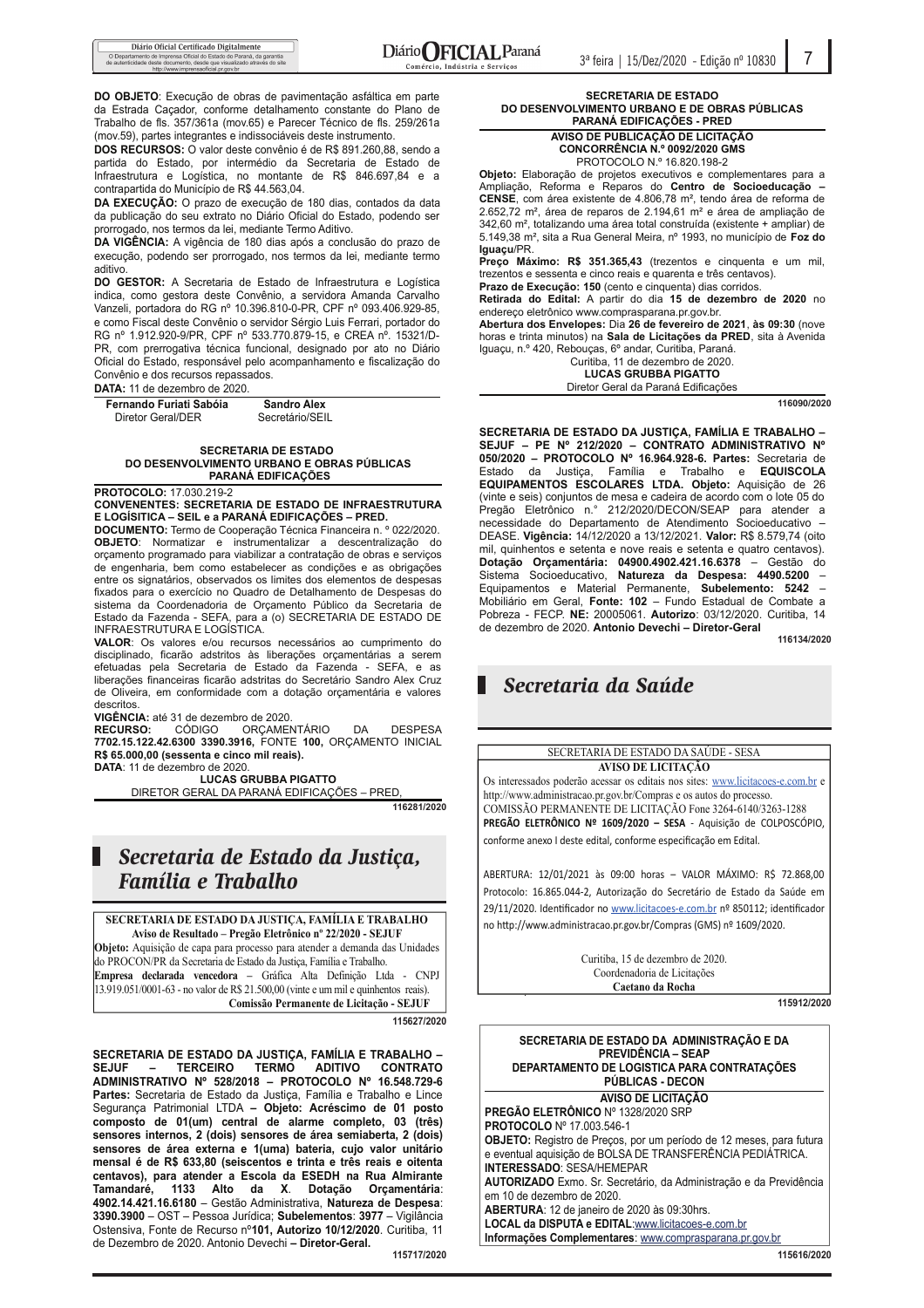**DO OBJETO**: Execução de obras de pavimentação asfáltica em parte da Estrada Caçador, conforme detalhamento constante do Plano de Trabalho de fls. 357/361a (mov.65) e Parecer Técnico de fls. 259/261a (mov.59), partes integrantes e indissociáveis deste instrumento.

**DOS RECURSOS:** O valor deste convênio é de R$ 891.260,88, sendo a partida do Estado, por intermédio da Secretaria de Estado de Infraestrutura e Logística, no montante de R$ 846.697,84 e a contrapartida do Município de R$ 44.563,04.

**DA EXECUÇÃO:** O prazo de execução de 180 dias, contados da data da publicação do seu extrato no Diário Oficial do Estado, podendo ser prorrogado, nos termos da lei, mediante Termo Aditivo.

**DA VIGÊNCIA:** A vigência de 180 dias após a conclusão do prazo de execução, podendo ser prorrogado, nos termos da lei, mediante termo aditivo.

**DO GESTOR:** A Secretaria de Estado de Infraestrutura e Logística indica, como gestora deste Convênio, a servidora Amanda Carvalho Vanzeli, portadora do RG nº 10.396.810-0-PR, CPF nº 093.406.929-85, e como Fiscal deste Convênio o servidor Sérgio Luis Ferrari, portador do RG nº 1.912.920-9/PR, CPF nº 533.770.879-15, e CREA nº. 15321/D-PR, com prerrogativa técnica funcional, designado por ato no Diário Oficial do Estado, responsável pelo acompanhamento e fiscalização do Convênio e dos recursos repassados.

**DATA:** 11 de dezembro de 2020.

| **Fernando Furiati Sabóia** | **Sandro Alex** |
|---|---|
| Diretor Geral/DER | Secretário/SEIL |

**SECRETARIA DE ESTADO DO DESENVOLVIMENTO URBANO E OBRAS PÚBLICAS PARANÁ EDIFICAÇÕES**

**PROTOCOLO:** 17.030.219-2

**CONVENENTES: SECRETARIA DE ESTADO DE INFRAESTRUTURA E LOGÍSTICA – SEIL e a PARANÁ EDIFICAÇÕES – PRED.**

**DOCUMENTO:** Termo de Cooperação Técnica Financeira n. º 022/2020.

**OBJETO**: Normatizar e instrumentalizar a descentralização do orçamento programado para viabilizar a contratação de obras e serviços de engenharia, bem como estabelecer as condições e as obrigações entre os signatários, observados os limites dos elementos de despesas fixados para o exercício no Quadro de Detalhamento de Despesas do sistema da Coordenadoria de Orçamento Público da Secretaria de Estado da Fazenda - SEFA, para a (o) SECRETARIA DE ESTADO DE INFRAESTRUTURA E LOGÍSTICA.

**VALOR**: Os valores e/ou recursos necessários ao cumprimento do disciplinado, ficarão adstritos às liberações orçamentárias a serem efetuadas pela Secretaria de Estado da Fazenda - SEFA, e as liberações financeiras ficarão adstritas do Secretário Sandro Alex Cruz de Oliveira, em conformidade com a dotação orçamentária e valores descritos.

**VIGÊNCIA:** até 31 de dezembro de 2020.

**RECURSO:** CÓDIGO ORÇAMENTÁRIO DA DESPESA **7702.15.122.42.6300 3390.3916,** FONTE **100,** ORÇAMENTO INICIAL **R$ 65.000,00 (sessenta e cinco mil reais).**

**DATA**: 11 de dezembro de 2020.

**LUCAS GRUBBA PIGATTO**
DIRETOR GERAL DA PARANÁ EDIFICAÇÕES – PRED,

116281/2020

## *Secretaria de Estado da Justiça, Família e Trabalho*

**SECRETARIA DE ESTADO DA JUSTIÇA, FAMÍLIA E TRABALHO**
**Aviso de Resultado – Pregão Eletrônico nº 22/2020 - SEJUF**

**Objeto:** Aquisição de capa para processo para atender a demanda das Unidades do PROCON/PR da Secretaria de Estado da Justiça, Família e Trabalho.

**Empresa declarada vencedora** – Gráfica Alta Definição Ltda - CNPJ 13.919.051/0001-63 - no valor de R$ 21.500,00 (vinte e um mil e quinhentos reais).

**Comissão Permanente de Licitação - SEJUF**

115627/2020

**SECRETARIA DE ESTADO DA JUSTIÇA, FAMÍLIA E TRABALHO – SEJUF – TERCEIRO TERMO ADITIVO CONTRATO ADMINISTRATIVO Nº 528/2018 – PROTOCOLO Nº 16.548.729-6 Partes:** Secretaria de Estado da Justiça, Família e Trabalho e Lince Segurança Patrimonial LTDA **– Objeto: Acréscimo de 01 posto composto de 01(um) central de alarme completo, 03 (três) sensores internos, 2 (dois) sensores de área semiaberta, 2 (dois) sensores de área externa e 1(uma) bateria, cujo valor unitário mensal é de R$ 633,80 (seiscentos e trinta e três reais e oitenta centavos), para atender a Escola da ESEDH na Rua Almirante Tamandaré, 1133 Alto da X**. **Dotação Orçamentária**: **4902.14.421.16.6180** – Gestão Administrativa, **Natureza de Despesa**: **3390.3900** – OST – Pessoa Jurídica; **Subelementos**: **3977** – Vigilância Ostensiva, Fonte de Recurso nº**101, Autorizo 10/12/2020**. Curitiba, 11 de Dezembro de 2020. Antonio Devechi **– Diretor-Geral.**

115717/2020

**SECRETARIA DE ESTADO DO DESENVOLVIMENTO URBANO E DE OBRAS PÚBLICAS PARANÁ EDIFICAÇÕES - PRED**

**AVISO DE PUBLICAÇÃO DE LICITAÇÃO**
**CONCORRÊNCIA N.º 0092/2020 GMS**
PROTOCOLO N.º 16.820.198-2

**Objeto:** Elaboração de projetos executivos e complementares para a Ampliação, Reforma e Reparos do **Centro de Socioeducação – CENSE**, com área existente de 4.806,78 m², tendo área de reforma de 2.652,72 m², área de reparos de 2.194,61 m² e área de ampliação de 342,60 m², totalizando uma área total construída (existente + ampliar) de 5.149,38 m², sita a Rua General Meira, nº 1993, no município de **Foz do Iguaçu**/PR.

**Preço Máximo: R$ 351.365,43** (trezentos e cinquenta e um mil, trezentos e sessenta e cinco reais e quarenta e três centavos).

**Prazo de Execução: 150** (cento e cinquenta) dias corridos.

**Retirada do Edital:** A partir do dia **15 de dezembro de 2020** no endereço eletrônico www.comprasparana.pr.gov.br.

**Abertura dos Envelopes:** Dia **26 de fevereiro de 2021**, **às 09:30** (nove horas e trinta minutos) na **Sala de Licitações da PRED**, sita à Avenida Iguaçu, n.º 420, Rebouças, 6º andar, Curitiba, Paraná.

Curitiba, 11 de dezembro de 2020.
**LUCAS GRUBBA PIGATTO**
Diretor Geral da Paraná Edificações

116090/2020

**SECRETARIA DE ESTADO DA JUSTIÇA, FAMÍLIA E TRABALHO – SEJUF – PE Nº 212/2020 – CONTRATO ADMINISTRATIVO Nº 050/2020 – PROTOCOLO Nº 16.964.928-6. Partes:** Secretaria de Estado da Justiça, Família e Trabalho e **EQUISCOLA EQUIPAMENTOS ESCOLARES LTDA. Objeto:** Aquisição de 26 (vinte e seis) conjuntos de mesa e cadeira de acordo com o lote 05 do Pregão Eletrônico n.° 212/2020/DECON/SEAP para atender a necessidade do Departamento de Atendimento Socioeducativo – DEASE. **Vigência:** 14/12/2020 a 13/12/2021. **Valor:** R$ 8.579,74 (oito mil, quinhentos e setenta e nove reais e setenta e quatro centavos). **Dotação Orçamentária: 04900.4902.421.16.6378** – Gestão do Sistema Socioeducativo, **Natureza da Despesa: 4490.5200** – Equipamentos e Material Permanente, **Subelemento: 5242** – Mobiliário em Geral, **Fonte: 102** – Fundo Estadual de Combate a Pobreza - FECP. **NE:** 20005061. **Autorizo**: 03/12/2020. Curitiba, 14 de dezembro de 2020. **Antonio Devechi – Diretor-Geral**

116134/2020

## *Secretaria da Saúde*

SECRETARIA DE ESTADO DA SAÚDE - SESA

**AVISO DE LICITAÇÃO**

Os interessados poderão acessar os editais nos sites: www.licitacoes-e.com.br e http://www.administracao.pr.gov.br/Compras e os autos do processo.

COMISSÃO PERMANENTE DE LICITAÇÃO Fone 3264-6140/3263-1288

**PREGÃO ELETRÔNICO Nº 1609/2020 – SESA** - Aquisição de COLPOSCÓPIO, conforme anexo I deste edital, conforme especificação em Edital.

ABERTURA: 12/01/2021 às 09:00 horas – VALOR MÁXIMO: R$ 72.868,00 Protocolo: 16.865.044-2, Autorização do Secretário de Estado da Saúde em 29/11/2020. Identificador no www.licitacoes-e.com.br nº 850112; identificador no http://www.administracao.pr.gov.br/Compras (GMS) nº 1609/2020.

Curitiba, 15 de dezembro de 2020.
Coordenadoria de Licitações
**Caetano da Rocha**

115912/2020

**SECRETARIA DE ESTADO DA ADMINISTRAÇÃO E DA PREVIDÊNCIA – SEAP**
**DEPARTAMENTO DE LOGISTICA PARA CONTRATAÇÕES PÚBLICAS - DECON**

**AVISO DE LICITAÇÃO**

**PREGÃO ELETRÔNICO** Nº 1328/2020 SRP

**PROTOCOLO** Nº 17.003.546-1

**OBJETO:** Registro de Preços, por um período de 12 meses, para futura e eventual aquisição de BOLSA DE TRANSFERÊNCIA PEDIÁTRICA.

**INTERESSADO**: SESA/HEMEPAR

**AUTORIZADO** Exmo. Sr. Secretário, da Administração e da Previdência em 10 de dezembro de 2020.

**ABERTURA**: 12 de janeiro de 2020 às 09:30hrs.

**LOCAL da DISPUTA e EDITAL**:www.licitacoes-e.com.br

**Informações Complementares**: www.comprasparana.pr.gov.br

115616/2020